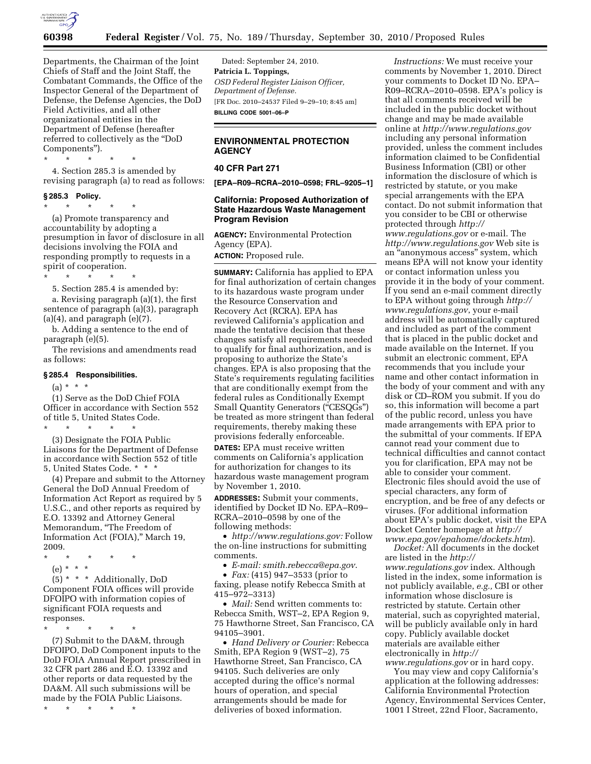Departments, the Chairman of the Joint Chiefs of Staff and the Joint Staff, the Combatant Commands, the Office of the Inspector General of the Department of Defense, the Defense Agencies, the DoD Field Activities, and all other organizational entities in the Department of Defense (hereafter referred to collectively as the "DoD Components").

\* \* \* \* \*

4. Section 285.3 is amended by revising paragraph (a) to read as follows:

### § 285.3 Policy.

\* \* \* \* \*

(a) Promote transparency and accountability by adopting a presumption in favor of disclosure in all decisions involving the FOIA and responding promptly to requests in a spirit of cooperation.

\* \* \* \* \*

5. Section 285.4 is amended by:

a. Revising paragraph (a)(1), the first sentence of paragraph (a)(3), paragraph (a)(4), and paragraph (e)(7).

b. Adding a sentence to the end of paragraph (e)(5).

The revisions and amendments read as follows:

### § 285.4 Responsibilities.

(a) \* \* \*

(1) Serve as the DoD Chief FOIA Officer in accordance with Section 552 of title 5, United States Code.

\* \* \* \* \*

(3) Designate the FOIA Public Liaisons for the Department of Defense in accordance with Section 552 of title 5, United States Code. \* \* \*

(4) Prepare and submit to the Attorney General the DoD Annual Freedom of Information Act Report as required by 5 U.S.C., and other reports as required by E.O. 13392 and Attorney General Memorandum, "The Freedom of Information Act (FOIA)," March 19, 2009.

\* \* \* \* \*

(e) \* \* \*

(5) \* \* \* Additionally, DoD Component FOIA offices will provide DFOIPO with information copies of significant FOIA requests and responses.

\* \* \* \* \*

(7) Submit to the DA&M, through DFOIPO, DoD Component inputs to the DoD FOIA Annual Report prescribed in 32 CFR part 286 and E.O. 13392 and other reports or data requested by the DA&M. All such submissions will be made by the FOIA Public Liaisons.

\* \* \* \* \*

Dated: September 24, 2010.

**Patricia L. Toppings,**

*OSD Federal Register Liaison Officer, Department of Defense.*

[FR Doc. 2010–24537 Filed 9–29–10; 8:45 am]

**BILLING CODE 5001–06–P**

## ENVIRONMENTAL PROTECTION AGENCY

### 40 CFR Part 271

**[EPA–R09–RCRA–2010–0598; FRL–9205–1]**

### California: Proposed Authorization of State Hazardous Waste Management Program Revision

**AGENCY:** Environmental Protection Agency (EPA).

**ACTION:** Proposed rule.

**SUMMARY:** California has applied to EPA for final authorization of certain changes to its hazardous waste program under the Resource Conservation and Recovery Act (RCRA). EPA has reviewed California's application and made the tentative decision that these changes satisfy all requirements needed to qualify for final authorization, and is proposing to authorize the State's changes. EPA is also proposing that the State's requirements regulating facilities that are conditionally exempt from the federal rules as Conditionally Exempt Small Quantity Generators ("CESQGs") be treated as more stringent than federal requirements, thereby making these provisions federally enforceable.

**DATES:** EPA must receive written comments on California's application for authorization for changes to its hazardous waste management program by November 1, 2010.

**ADDRESSES:** Submit your comments, identified by Docket ID No. EPA–R09–RCRA–2010–0598 by one of the following methods:

- *http://www.regulations.gov:* Follow the on-line instructions for submitting comments.
- *E-mail: smith.rebecca@epa.gov.*
- *Fax:* (415) 947–3533 (prior to faxing, please notify Rebecca Smith at 415–972–3313)
- *Mail:* Send written comments to: Rebecca Smith, WST–2, EPA Region 9, 75 Hawthorne Street, San Francisco, CA 94105–3901.
- *Hand Delivery or Courier:* Rebecca Smith, EPA Region 9 (WST–2), 75 Hawthorne Street, San Francisco, CA 94105. Such deliveries are only accepted during the office's normal hours of operation, and special arrangements should be made for deliveries of boxed information.

*Instructions:* We must receive your comments by November 1, 2010. Direct your comments to Docket ID No. EPA–R09–RCRA–2010–0598. EPA's policy is that all comments received will be included in the public docket without change and may be made available online at *http://www.regulations.gov* including any personal information provided, unless the comment includes information claimed to be Confidential Business Information (CBI) or other information the disclosure of which is restricted by statute, or you make special arrangements with the EPA contact. Do not submit information that you consider to be CBI or otherwise protected through *http://www.regulations.gov* or e-mail. The *http://www.regulations.gov* Web site is an "anonymous access" system, which means EPA will not know your identity or contact information unless you provide it in the body of your comment. If you send an e-mail comment directly to EPA without going through *http://www.regulations.gov*, your e-mail address will be automatically captured and included as part of the comment that is placed in the public docket and made available on the Internet. If you submit an electronic comment, EPA recommends that you include your name and other contact information in the body of your comment and with any disk or CD–ROM you submit. If you do so, this information will become a part of the public record, unless you have made arrangements with EPA prior to the submittal of your comments. If EPA cannot read your comment due to technical difficulties and cannot contact you for clarification, EPA may not be able to consider your comment. Electronic files should avoid the use of special characters, any form of encryption, and be free of any defects or viruses. (For additional information about EPA's public docket, visit the EPA Docket Center homepage at *http://www.epa.gov/epahome/dockets.htm*).

*Docket:* All documents in the docket are listed in the *http://www.regulations.gov* index. Although listed in the index, some information is not publicly available, *e.g.,* CBI or other information whose disclosure is restricted by statute. Certain other material, such as copyrighted material, will be publicly available only in hard copy. Publicly available docket materials are available either electronically in *http://www.regulations.gov* or in hard copy.

You may view and copy California's application at the following addresses: California Environmental Protection Agency, Environmental Services Center, 1001 I Street, 22nd Floor, Sacramento,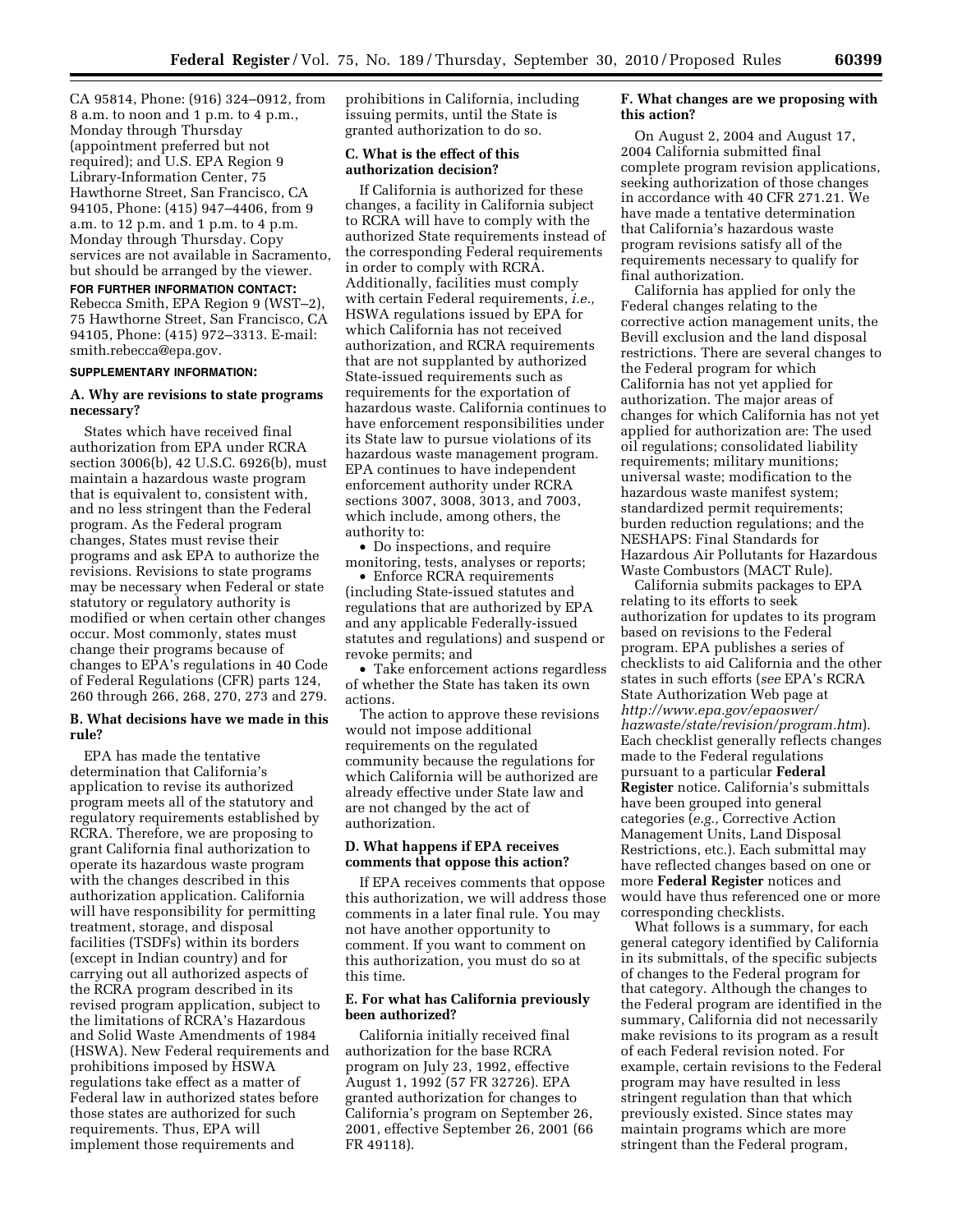CA 95814, Phone: (916) 324–0912, from 8 a.m. to noon and 1 p.m. to 4 p.m., Monday through Thursday (appointment preferred but not required); and U.S. EPA Region 9 Library-Information Center, 75 Hawthorne Street, San Francisco, CA 94105, Phone: (415) 947–4406, from 9 a.m. to 12 p.m. and 1 p.m. to 4 p.m. Monday through Thursday. Copy services are not available in Sacramento, but should be arranged by the viewer.

**FOR FURTHER INFORMATION CONTACT:** Rebecca Smith, EPA Region 9 (WST–2), 75 Hawthorne Street, San Francisco, CA 94105, Phone: (415) 972–3313. E-mail: smith.rebecca@epa.gov.

**SUPPLEMENTARY INFORMATION:**

### A. Why are revisions to state programs necessary?

States which have received final authorization from EPA under RCRA section 3006(b), 42 U.S.C. 6926(b), must maintain a hazardous waste program that is equivalent to, consistent with, and no less stringent than the Federal program. As the Federal program changes, States must revise their programs and ask EPA to authorize the revisions. Revisions to state programs may be necessary when Federal or state statutory or regulatory authority is modified or when certain other changes occur. Most commonly, states must change their programs because of changes to EPA's regulations in 40 Code of Federal Regulations (CFR) parts 124, 260 through 266, 268, 270, 273 and 279.

### B. What decisions have we made in this rule?

EPA has made the tentative determination that California's application to revise its authorized program meets all of the statutory and regulatory requirements established by RCRA. Therefore, we are proposing to grant California final authorization to operate its hazardous waste program with the changes described in this authorization application. California will have responsibility for permitting treatment, storage, and disposal facilities (TSDFs) within its borders (except in Indian country) and for carrying out all authorized aspects of the RCRA program described in its revised program application, subject to the limitations of RCRA's Hazardous and Solid Waste Amendments of 1984 (HSWA). New Federal requirements and prohibitions imposed by HSWA regulations take effect as a matter of Federal law in authorized states before those states are authorized for such requirements. Thus, EPA will implement those requirements and prohibitions in California, including issuing permits, until the State is granted authorization to do so.

### C. What is the effect of this authorization decision?

If California is authorized for these changes, a facility in California subject to RCRA will have to comply with the authorized State requirements instead of the corresponding Federal requirements in order to comply with RCRA. Additionally, facilities must comply with certain Federal requirements, *i.e.,* HSWA regulations issued by EPA for which California has not received authorization, and RCRA requirements that are not supplanted by authorized State-issued requirements such as requirements for the exportation of hazardous waste. California continues to have enforcement responsibilities under its State law to pursue violations of its hazardous waste management program. EPA continues to have independent enforcement authority under RCRA sections 3007, 3008, 3013, and 7003, which include, among others, the authority to:

- Do inspections, and require monitoring, tests, analyses or reports;
- Enforce RCRA requirements (including State-issued statutes and regulations that are authorized by EPA and any applicable Federally-issued statutes and regulations) and suspend or revoke permits; and
- Take enforcement actions regardless of whether the State has taken its own actions.

The action to approve these revisions would not impose additional requirements on the regulated community because the regulations for which California will be authorized are already effective under State law and are not changed by the act of authorization.

### D. What happens if EPA receives comments that oppose this action?

If EPA receives comments that oppose this authorization, we will address those comments in a later final rule. You may not have another opportunity to comment. If you want to comment on this authorization, you must do so at this time.

### E. For what has California previously been authorized?

California initially received final authorization for the base RCRA program on July 23, 1992, effective August 1, 1992 (57 FR 32726). EPA granted authorization for changes to California's program on September 26, 2001, effective September 26, 2001 (66 FR 49118).

### F. What changes are we proposing with this action?

On August 2, 2004 and August 17, 2004 California submitted final complete program revision applications, seeking authorization of those changes in accordance with 40 CFR 271.21. We have made a tentative determination that California's hazardous waste program revisions satisfy all of the requirements necessary to qualify for final authorization.

California has applied for only the Federal changes relating to the corrective action management units, the Bevill exclusion and the land disposal restrictions. There are several changes to the Federal program for which California has not yet applied for authorization. The major areas of changes for which California has not yet applied for authorization are: The used oil regulations; consolidated liability requirements; military munitions; universal waste; modification to the hazardous waste manifest system; standardized permit requirements; burden reduction regulations; and the NESHAPS: Final Standards for Hazardous Air Pollutants for Hazardous Waste Combustors (MACT Rule).

California submits packages to EPA relating to its efforts to seek authorization for updates to its program based on revisions to the Federal program. EPA publishes a series of checklists to aid California and the other states in such efforts (*see* EPA's RCRA State Authorization Web page at *http://www.epa.gov/epaoswer/hazwaste/state/revision/program.htm*). Each checklist generally reflects changes made to the Federal regulations pursuant to a particular **Federal Register** notice. California's submittals have been grouped into general categories (*e.g.,* Corrective Action Management Units, Land Disposal Restrictions, etc.). Each submittal may have reflected changes based on one or more **Federal Register** notices and would have thus referenced one or more corresponding checklists.

What follows is a summary, for each general category identified by California in its submittals, of the specific subjects of changes to the Federal program for that category. Although the changes to the Federal program are identified in the summary, California did not necessarily make revisions to its program as a result of each Federal revision noted. For example, certain revisions to the Federal program may have resulted in less stringent regulation than that which previously existed. Since states may maintain programs which are more stringent than the Federal program,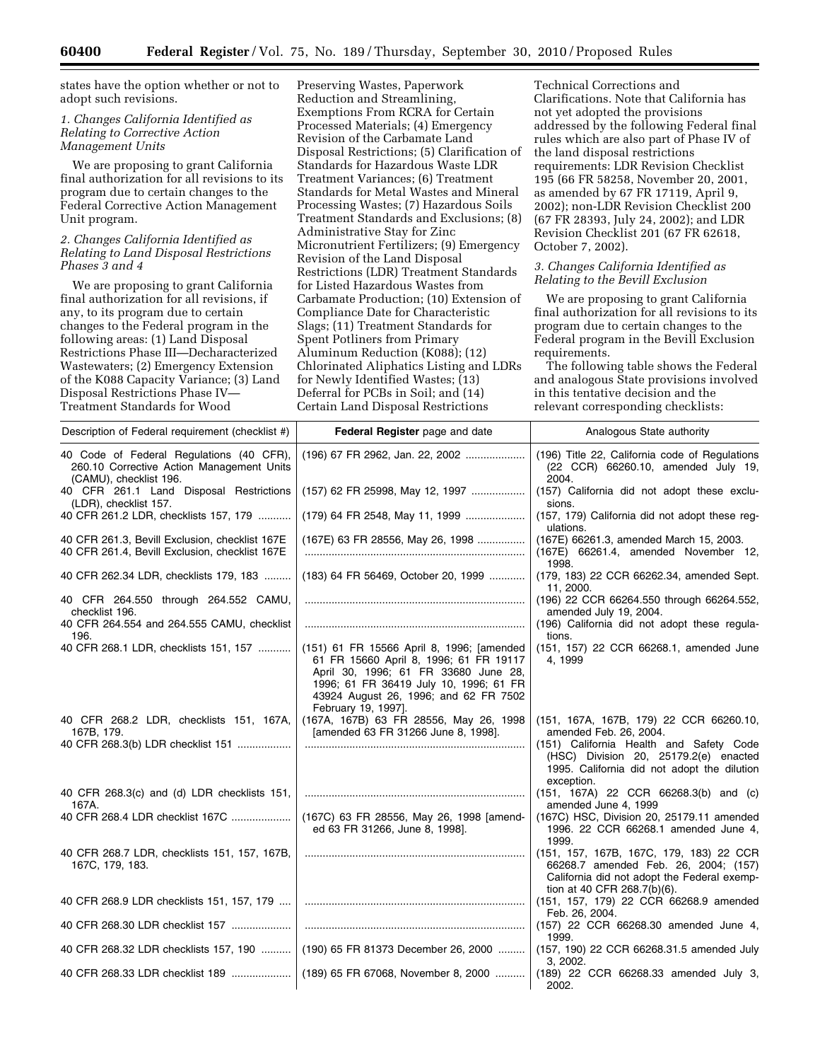states have the option whether or not to adopt such revisions.

*1. Changes California Identified as Relating to Corrective Action Management Units*

We are proposing to grant California final authorization for all revisions to its program due to certain changes to the Federal Corrective Action Management Unit program.

*2. Changes California Identified as Relating to Land Disposal Restrictions Phases 3 and 4*

We are proposing to grant California final authorization for all revisions, if any, to its program due to certain changes to the Federal program in the following areas: (1) Land Disposal Restrictions Phase III—Decharacterized Wastewaters; (2) Emergency Extension of the K088 Capacity Variance; (3) Land Disposal Restrictions Phase IV—Treatment Standards for Wood Preserving Wastes, Paperwork Reduction and Streamlining, Exemptions From RCRA for Certain Processed Materials; (4) Emergency Revision of the Carbamate Land Disposal Restrictions; (5) Clarification of Standards for Hazardous Waste LDR Treatment Variances; (6) Treatment Standards for Metal Wastes and Mineral Processing Wastes; (7) Hazardous Soils Treatment Standards and Exclusions; (8) Administrative Stay for Zinc Micronutrient Fertilizers; (9) Emergency Revision of the Land Disposal Restrictions (LDR) Treatment Standards for Listed Hazardous Wastes from Carbamate Production; (10) Extension of Compliance Date for Characteristic Slags; (11) Treatment Standards for Spent Potliners from Primary Aluminum Reduction (K088); (12) Chlorinated Aliphatics Listing and LDRs for Newly Identified Wastes; (13) Deferral for PCBs in Soil; and (14) Certain Land Disposal Restrictions Technical Corrections and Clarifications. Note that California has not yet adopted the provisions addressed by the following Federal final rules which are also part of Phase IV of the land disposal restrictions requirements: LDR Revision Checklist 195 (66 FR 58258, November 20, 2001, as amended by 67 FR 17119, April 9, 2002); non-LDR Revision Checklist 200 (67 FR 28393, July 24, 2002); and LDR Revision Checklist 201 (67 FR 62618, October 7, 2002).

*3. Changes California Identified as Relating to the Bevill Exclusion*

We are proposing to grant California final authorization for all revisions to its program due to certain changes to the Federal program in the Bevill Exclusion requirements.

The following table shows the Federal and analogous State provisions involved in this tentative decision and the relevant corresponding checklists:

| Description of Federal requirement (checklist #) | **Federal Register** page and date | Analogous State authority |
|---|---|---|
| 40 Code of Federal Regulations (40 CFR), 260.10 Corrective Action Management Units (CAMU), checklist 196. | (196) 67 FR 2962, Jan. 22, 2002 | (196) Title 22, California code of Regulations (22 CCR) 66260.10, amended July 19, 2004. |
| 40 CFR 261.1 Land Disposal Restrictions (LDR), checklist 157. | (157) 62 FR 25998, May 12, 1997 | (157) California did not adopt these exclusions. |
| 40 CFR 261.2 LDR, checklists 157, 179 | (179) 64 FR 2548, May 11, 1999 | (157, 179) California did not adopt these regulations. |
| 40 CFR 261.3, Bevill Exclusion, checklist 167E | (167E) 63 FR 28556, May 26, 1998 | (167E) 66261.3, amended March 15, 2003. |
| 40 CFR 261.4, Bevill Exclusion, checklist 167E | | (167E) 66261.4, amended November 12, 1998. |
| 40 CFR 262.34 LDR, checklists 179, 183 | (183) 64 FR 56469, October 20, 1999 | (179, 183) 22 CCR 66262.34, amended Sept. 11, 2000. |
| 40 CFR 264.550 through 264.552 CAMU, checklist 196. | | (196) 22 CCR 66264.550 through 66264.552, amended July 19, 2004. |
| 40 CFR 264.554 and 264.555 CAMU, checklist 196. | | (196) California did not adopt these regulations. |
| 40 CFR 268.1 LDR, checklists 151, 157 | (151) 61 FR 15566 April 8, 1996; [amended 61 FR 15660 April 8, 1996; 61 FR 19117 April 30, 1996; 61 FR 33680 June 28, 1996; 61 FR 36419 July 10, 1996; 61 FR 43924 August 26, 1996; and 62 FR 7502 February 19, 1997]. | (151, 157) 22 CCR 66268.1, amended June 4, 1999 |
| 40 CFR 268.2 LDR, checklists 151, 167A, 167B, 179. | (167A, 167B) 63 FR 28556, May 26, 1998 [amended 63 FR 31266 June 8, 1998]. | (151, 167A, 167B, 179) 22 CCR 66260.10, amended Feb. 26, 2004. |
| 40 CFR 268.3(b) LDR checklist 151 | | (151) California Health and Safety Code (HSC) Division 20, 25179.2(e) enacted 1995. California did not adopt the dilution exception. |
| 40 CFR 268.3(c) and (d) LDR checklists 151, 167A. | | (151, 167A) 22 CCR 66268.3(b) and (c) amended June 4, 1999 |
| 40 CFR 268.4 LDR checklist 167C | (167C) 63 FR 28556, May 26, 1998 [amended 63 FR 31266, June 8, 1998]. | (167C) HSC, Division 20, 25179.11 amended 1996. 22 CCR 66268.1 amended June 4, 1999. |
| 40 CFR 268.7 LDR, checklists 151, 157, 167B, 167C, 179, 183. | | (151, 157, 167B, 167C, 179, 183) 22 CCR 66268.7 amended Feb. 26, 2004; (157) California did not adopt the Federal exemption at 40 CFR 268.7(b)(6). |
| 40 CFR 268.9 LDR checklists 151, 157, 179 | | (151, 157, 179) 22 CCR 66268.9 amended Feb. 26, 2004. |
| 40 CFR 268.30 LDR checklist 157 | | (157) 22 CCR 66268.30 amended June 4, 1999. |
| 40 CFR 268.32 LDR checklists 157, 190 | (190) 65 FR 81373 December 26, 2000 | (157, 190) 22 CCR 66268.31.5 amended July 3, 2002. |
| 40 CFR 268.33 LDR checklist 189 | (189) 65 FR 67068, November 8, 2000 | (189) 22 CCR 66268.33 amended July 3, 2002. |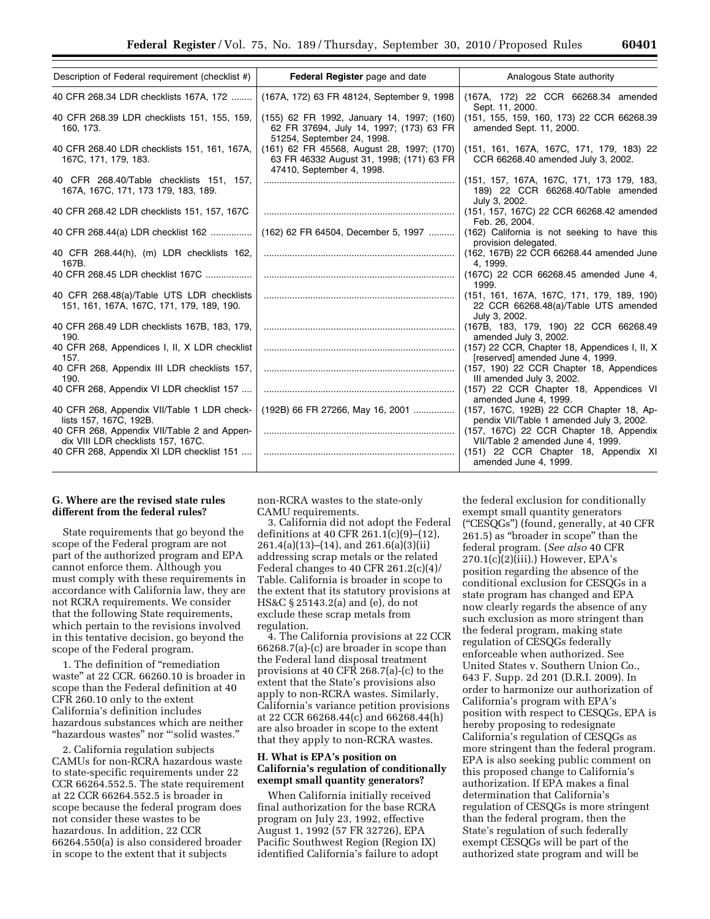| Description of Federal requirement (checklist #) | Federal Register page and date | Analogous State authority |
|---|---|---|
| 40 CFR 268.34 LDR checklists 167A, 172 | (167A, 172) 63 FR 48124, September 9, 1998 | (167A, 172) 22 CCR 66268.34 amended Sept. 11, 2000. |
| 40 CFR 268.39 LDR checklists 151, 155, 159, 160, 173. | (155) 62 FR 1992, January 14, 1997; (160) 62 FR 37694, July 14, 1997; (173) 63 FR 51254, September 24, 1998. | (151, 155, 159, 160, 173) 22 CCR 66268.39 amended Sept. 11, 2000. |
| 40 CFR 268.40 LDR checklists 151, 161, 167A, 167C, 171, 179, 183. | (161) 62 FR 45568, August 28, 1997; (170) 63 FR 46332 August 31, 1998; (171) 63 FR 47410, September 4, 1998. | (151, 161, 167A, 167C, 171, 179, 183) 22 CCR 66268.40 amended July 3, 2002. |
| 40 CFR 268.40/Table checklists 151, 157, 167A, 167C, 171, 173 179, 183, 189. | | (151, 157, 167A, 167C, 171, 173 179, 183, 189) 22 CCR 66268.40/Table amended July 3, 2002. |
| 40 CFR 268.42 LDR checklists 151, 157, 167C | | (151, 157, 167C) 22 CCR 66268.42 amended Feb. 26, 2004. |
| 40 CFR 268.44(a) LDR checklist 162 | (162) 62 FR 64504, December 5, 1997 | (162) California is not seeking to have this provision delegated. |
| 40 CFR 268.44(h), (m) LDR checklists 162, 167B. | | (162, 167B) 22 CCR 66268.44 amended June 4, 1999. |
| 40 CFR 268.45 LDR checklist 167C | | (167C) 22 CCR 66268.45 amended June 4, 1999. |
| 40 CFR 268.48(a)/Table UTS LDR checklists 151, 161, 167A, 167C, 171, 179, 189, 190. | | (151, 161, 167A, 167C, 171, 179, 189, 190) 22 CCR 66268.48(a)/Table UTS amended July 3, 2002. |
| 40 CFR 268.49 LDR checklists 167B, 183, 179, 190. | | (167B, 183, 179, 190) 22 CCR 66268.49 amended July 3, 2002. |
| 40 CFR 268, Appendices I, II, X LDR checklist 157. | | (157) 22 CCR, Chapter 18, Appendices I, II, X [reserved] amended June 4, 1999. |
| 40 CFR 268, Appendix III LDR checklists 157, 190. | | (157, 190) 22 CCR Chapter 18, Appendices III amended July 3, 2002. |
| 40 CFR 268, Appendix VI LDR checklist 157 | | (157) 22 CCR Chapter 18, Appendices VI amended June 4, 1999. |
| 40 CFR 268, Appendix VII/Table 1 LDR checklists 157, 167C, 192B. | (192B) 66 FR 27266, May 16, 2001 | (157, 167C, 192B) 22 CCR Chapter 18, Appendix VII/Table 1 amended July 3, 2002. |
| 40 CFR 268, Appendix VII/Table 2 and Appendix VIII LDR checklists 157, 167C. | | (157, 167C) 22 CCR Chapter 18, Appendix VII/Table 2 amended June 4, 1999. |
| 40 CFR 268, Appendix XI LDR checklist 151 | | (151) 22 CCR Chapter 18, Appendix XI amended June 4, 1999. |

### G. Where are the revised state rules different from the federal rules?

State requirements that go beyond the scope of the Federal program are not part of the authorized program and EPA cannot enforce them. Although you must comply with these requirements in accordance with California law, they are not RCRA requirements. We consider that the following State requirements, which pertain to the revisions involved in this tentative decision, go beyond the scope of the Federal program.

1. The definition of "remediation waste" at 22 CCR. 66260.10 is broader in scope than the Federal definition at 40 CFR 260.10 only to the extent California's definition includes hazardous substances which are neither "hazardous wastes" nor "'solid wastes."

2. California regulation subjects CAMUs for non-RCRA hazardous waste to state-specific requirements under 22 CCR 66264.552.5. The state requirement at 22 CCR 66264.552.5 is broader in scope because the federal program does not consider these wastes to be hazardous. In addition, 22 CCR 66264.550(a) is also considered broader in scope to the extent that it subjects non-RCRA wastes to the state-only CAMU requirements.

3. California did not adopt the Federal definitions at 40 CFR 261.1(c)(9)–(12), 261.4(a)(13)–(14), and 261.6(a)(3)(ii) addressing scrap metals or the related Federal changes to 40 CFR 261.2(c)(4)/Table. California is broader in scope to the extent that its statutory provisions at HS&C § 25143.2(a) and (e), do not exclude these scrap metals from regulation.

4. The California provisions at 22 CCR 66268.7(a)-(c) are broader in scope than the Federal land disposal treatment provisions at 40 CFR 268.7(a)-(c) to the extent that the State's provisions also apply to non-RCRA wastes. Similarly, California's variance petition provisions at 22 CCR 66268.44(c) and 66268.44(h) are also broader in scope to the extent that they apply to non-RCRA wastes.

### H. What is EPA's position on California's regulation of conditionally exempt small quantity generators?

When California initially received final authorization for the base RCRA program on July 23, 1992, effective August 1, 1992 (57 FR 32726), EPA Pacific Southwest Region (Region IX) identified California's failure to adopt the federal exclusion for conditionally exempt small quantity generators ("CESQGs") (found, generally, at 40 CFR 261.5) as "broader in scope" than the federal program. (*See also* 40 CFR 270.1(c)(2)(iii).) However, EPA's position regarding the absence of the conditional exclusion for CESQGs in a state program has changed and EPA now clearly regards the absence of any such exclusion as more stringent than the federal program, making state regulation of CESQGs federally enforceable when authorized. See United States v. Southern Union Co., 643 F. Supp. 2d 201 (D.R.I. 2009). In order to harmonize our authorization of California's program with EPA's position with respect to CESQGs, EPA is hereby proposing to redesignate California's regulation of CESQGs as more stringent than the federal program. EPA is also seeking public comment on this proposed change to California's authorization. If EPA makes a final determination that California's regulation of CESQGs is more stringent than the federal program, then the State's regulation of such federally exempt CESQGs will be part of the authorized state program and will be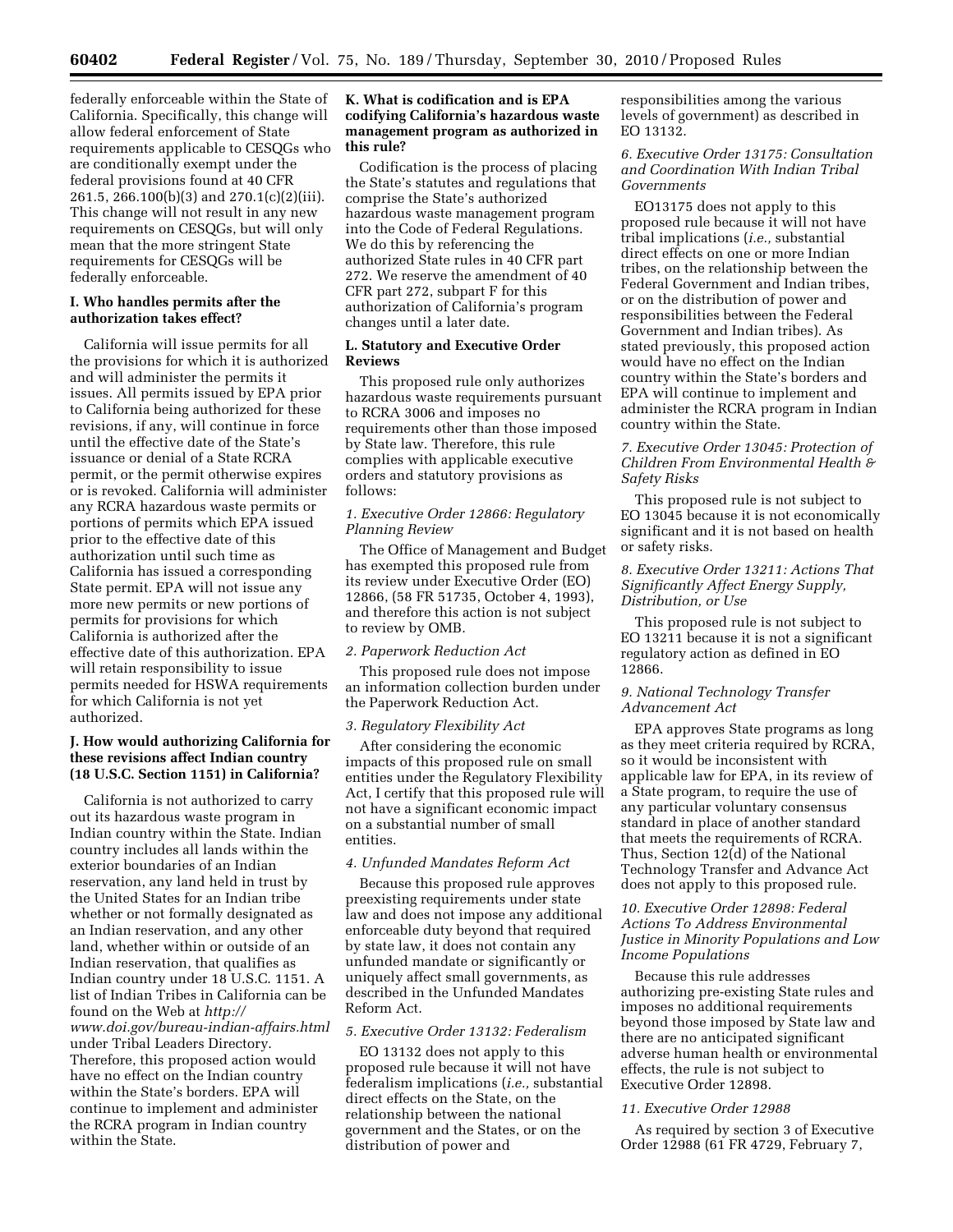federally enforceable within the State of California. Specifically, this change will allow federal enforcement of State requirements applicable to CESQGs who are conditionally exempt under the federal provisions found at 40 CFR 261.5, 266.100(b)(3) and 270.1(c)(2)(iii). This change will not result in any new requirements on CESQGs, but will only mean that the more stringent State requirements for CESQGs will be federally enforceable.

### I. Who handles permits after the authorization takes effect?

California will issue permits for all the provisions for which it is authorized and will administer the permits it issues. All permits issued by EPA prior to California being authorized for these revisions, if any, will continue in force until the effective date of the State's issuance or denial of a State RCRA permit, or the permit otherwise expires or is revoked. California will administer any RCRA hazardous waste permits or portions of permits which EPA issued prior to the effective date of this authorization until such time as California has issued a corresponding State permit. EPA will not issue any more new permits or new portions of permits for provisions for which California is authorized after the effective date of this authorization. EPA will retain responsibility to issue permits needed for HSWA requirements for which California is not yet authorized.

### J. How would authorizing California for these revisions affect Indian country (18 U.S.C. Section 1151) in California?

California is not authorized to carry out its hazardous waste program in Indian country within the State. Indian country includes all lands within the exterior boundaries of an Indian reservation, any land held in trust by the United States for an Indian tribe whether or not formally designated as an Indian reservation, and any other land, whether within or outside of an Indian reservation, that qualifies as Indian country under 18 U.S.C. 1151. A list of Indian Tribes in California can be found on the Web at *http://www.doi.gov/bureau-indian-affairs.html* under Tribal Leaders Directory. Therefore, this proposed action would have no effect on the Indian country within the State's borders. EPA will continue to implement and administer the RCRA program in Indian country within the State.

### K. What is codification and is EPA codifying California's hazardous waste management program as authorized in this rule?

Codification is the process of placing the State's statutes and regulations that comprise the State's authorized hazardous waste management program into the Code of Federal Regulations. We do this by referencing the authorized State rules in 40 CFR part 272. We reserve the amendment of 40 CFR part 272, subpart F for this authorization of California's program changes until a later date.

### L. Statutory and Executive Order Reviews

This proposed rule only authorizes hazardous waste requirements pursuant to RCRA 3006 and imposes no requirements other than those imposed by State law. Therefore, this rule complies with applicable executive orders and statutory provisions as follows:

#### *1. Executive Order 12866: Regulatory Planning Review*

The Office of Management and Budget has exempted this proposed rule from its review under Executive Order (EO) 12866, (58 FR 51735, October 4, 1993), and therefore this action is not subject to review by OMB.

#### *2. Paperwork Reduction Act*

This proposed rule does not impose an information collection burden under the Paperwork Reduction Act.

#### *3. Regulatory Flexibility Act*

After considering the economic impacts of this proposed rule on small entities under the Regulatory Flexibility Act, I certify that this proposed rule will not have a significant economic impact on a substantial number of small entities.

#### *4. Unfunded Mandates Reform Act*

Because this proposed rule approves preexisting requirements under state law and does not impose any additional enforceable duty beyond that required by state law, it does not contain any unfunded mandate or significantly or uniquely affect small governments, as described in the Unfunded Mandates Reform Act.

#### *5. Executive Order 13132: Federalism*

EO 13132 does not apply to this proposed rule because it will not have federalism implications (*i.e.,* substantial direct effects on the State, on the relationship between the national government and the States, or on the distribution of power and responsibilities among the various levels of government) as described in EO 13132.

#### *6. Executive Order 13175: Consultation and Coordination With Indian Tribal Governments*

EO13175 does not apply to this proposed rule because it will not have tribal implications (*i.e.,* substantial direct effects on one or more Indian tribes, on the relationship between the Federal Government and Indian tribes, or on the distribution of power and responsibilities between the Federal Government and Indian tribes). As stated previously, this proposed action would have no effect on the Indian country within the State's borders and EPA will continue to implement and administer the RCRA program in Indian country within the State.

#### *7. Executive Order 13045: Protection of Children From Environmental Health & Safety Risks*

This proposed rule is not subject to EO 13045 because it is not economically significant and it is not based on health or safety risks.

#### *8. Executive Order 13211: Actions That Significantly Affect Energy Supply, Distribution, or Use*

This proposed rule is not subject to EO 13211 because it is not a significant regulatory action as defined in EO 12866.

#### *9. National Technology Transfer Advancement Act*

EPA approves State programs as long as they meet criteria required by RCRA, so it would be inconsistent with applicable law for EPA, in its review of a State program, to require the use of any particular voluntary consensus standard in place of another standard that meets the requirements of RCRA. Thus, Section 12(d) of the National Technology Transfer and Advance Act does not apply to this proposed rule.

#### *10. Executive Order 12898: Federal Actions To Address Environmental Justice in Minority Populations and Low Income Populations*

Because this rule addresses authorizing pre-existing State rules and imposes no additional requirements beyond those imposed by State law and there are no anticipated significant adverse human health or environmental effects, the rule is not subject to Executive Order 12898.

#### *11. Executive Order 12988*

As required by section 3 of Executive Order 12988 (61 FR 4729, February 7,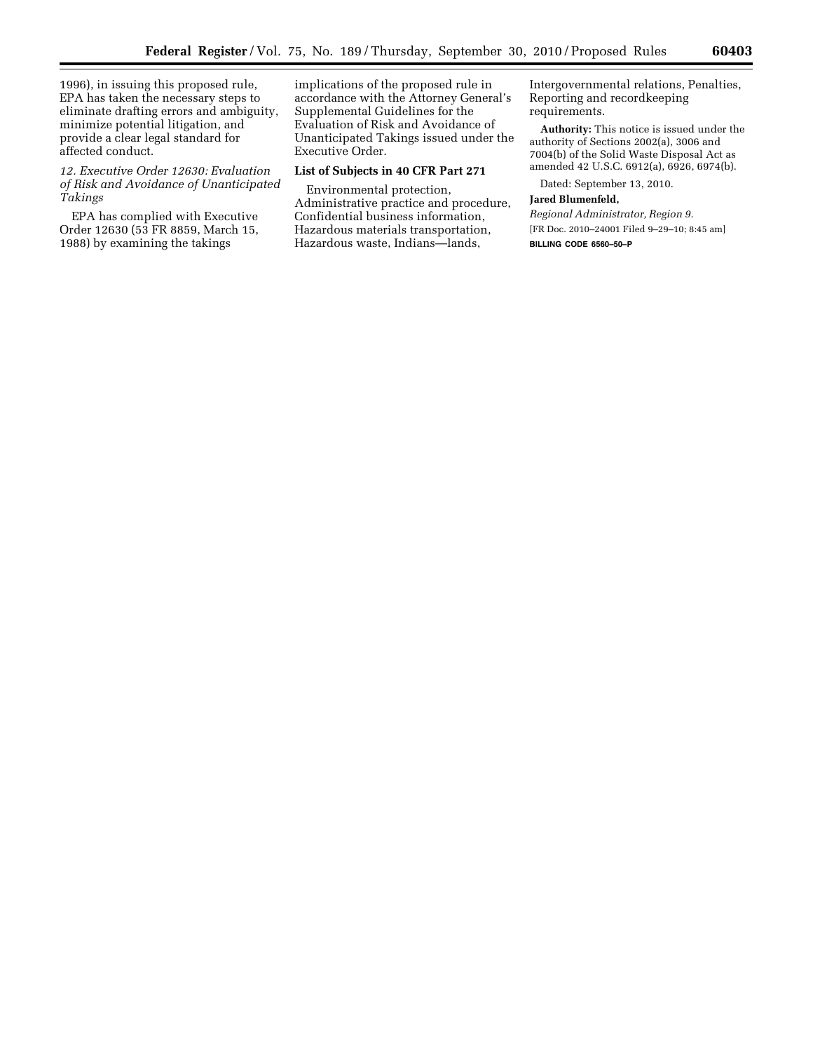1996), in issuing this proposed rule, EPA has taken the necessary steps to eliminate drafting errors and ambiguity, minimize potential litigation, and provide a clear legal standard for affected conduct.

### *12. Executive Order 12630: Evaluation of Risk and Avoidance of Unanticipated Takings*

EPA has complied with Executive Order 12630 (53 FR 8859, March 15, 1988) by examining the takings implications of the proposed rule in accordance with the Attorney General's Supplemental Guidelines for the Evaluation of Risk and Avoidance of Unanticipated Takings issued under the Executive Order.

## List of Subjects in 40 CFR Part 271

Environmental protection, Administrative practice and procedure, Confidential business information, Hazardous materials transportation, Hazardous waste, Indians—lands, Intergovernmental relations, Penalties, Reporting and recordkeeping requirements.

**Authority:** This notice is issued under the authority of Sections 2002(a), 3006 and 7004(b) of the Solid Waste Disposal Act as amended 42 U.S.C. 6912(a), 6926, 6974(b).

Dated: September 13, 2010.

**Jared Blumenfeld,**

*Regional Administrator, Region 9.*

[FR Doc. 2010–24001 Filed 9–29–10; 8:45 am]

**BILLING CODE 6560–50–P**